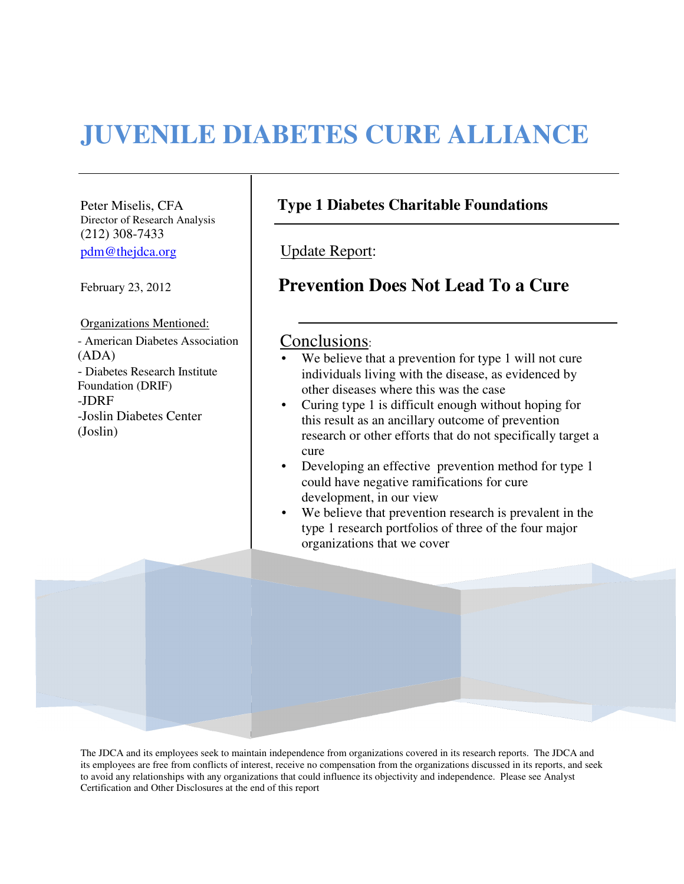# JUVENILE DIABETES CURE ALLIANCE

Peter Miselis, CFA
Director of Research Analysis
(212) 308-7433
pdm@thejdca.org

February 23, 2012

Organizations Mentioned:

- American Diabetes Association (ADA)
- Diabetes Research Institute Foundation (DRIF)
- JDRF
- Joslin Diabetes Center (Joslin)

## Type 1 Diabetes Charitable Foundations

Update Report:

## Prevention Does Not Lead To a Cure

### Conclusions:

- We believe that a prevention for type 1 will not cure individuals living with the disease, as evidenced by other diseases where this was the case
- Curing type 1 is difficult enough without hoping for this result as an ancillary outcome of prevention research or other efforts that do not specifically target a cure
- Developing an effective prevention method for type 1 could have negative ramifications for cure development, in our view
- We believe that prevention research is prevalent in the type 1 research portfolios of three of the four major organizations that we cover

The JDCA and its employees seek to maintain independence from organizations covered in its research reports. The JDCA and its employees are free from conflicts of interest, receive no compensation from the organizations discussed in its reports, and seek to avoid any relationships with any organizations that could influence its objectivity and independence. Please see Analyst Certification and Other Disclosures at the end of this report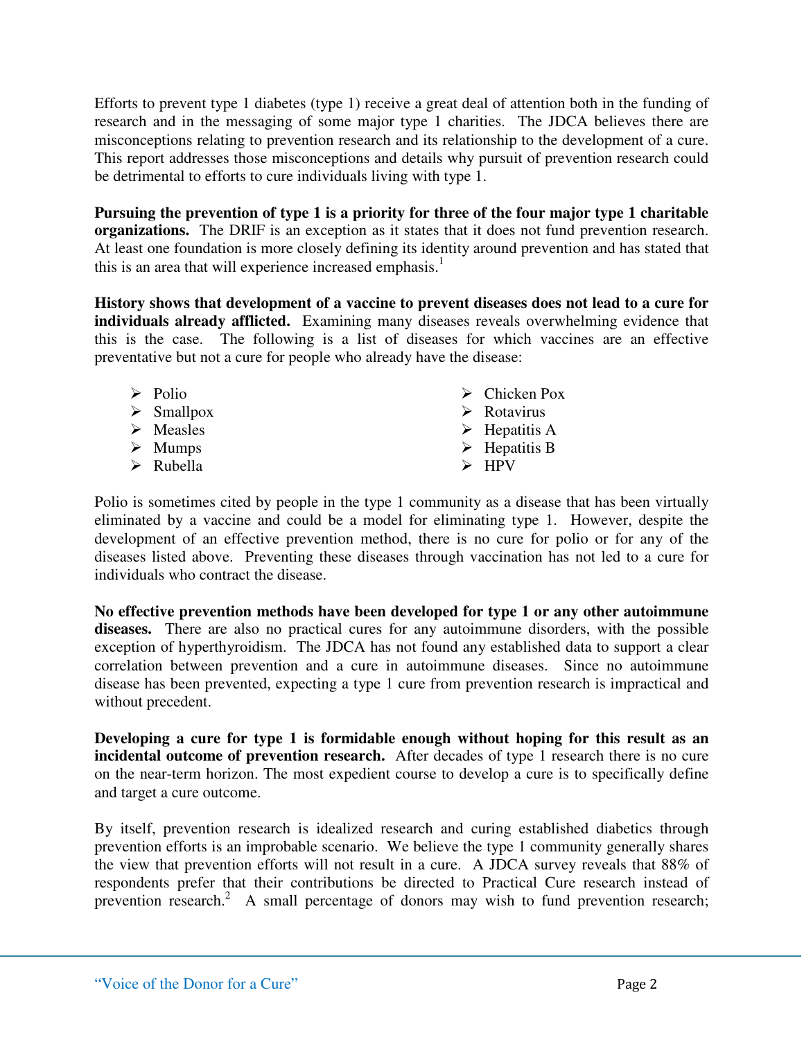Efforts to prevent type 1 diabetes (type 1) receive a great deal of attention both in the funding of research and in the messaging of some major type 1 charities. The JDCA believes there are misconceptions relating to prevention research and its relationship to the development of a cure. This report addresses those misconceptions and details why pursuit of prevention research could be detrimental to efforts to cure individuals living with type 1.

**Pursuing the prevention of type 1 is a priority for three of the four major type 1 charitable organizations.** The DRIF is an exception as it states that it does not fund prevention research. At least one foundation is more closely defining its identity around prevention and has stated that this is an area that will experience increased emphasis.[1]

**History shows that development of a vaccine to prevent diseases does not lead to a cure for individuals already afflicted.** Examining many diseases reveals overwhelming evidence that this is the case. The following is a list of diseases for which vaccines are an effective preventative but not a cure for people who already have the disease:

- Polio
- Smallpox
- Measles
- Mumps
- Rubella
- Chicken Pox
- Rotavirus
- Hepatitis A
- Hepatitis B
- HPV

Polio is sometimes cited by people in the type 1 community as a disease that has been virtually eliminated by a vaccine and could be a model for eliminating type 1. However, despite the development of an effective prevention method, there is no cure for polio or for any of the diseases listed above. Preventing these diseases through vaccination has not led to a cure for individuals who contract the disease.

**No effective prevention methods have been developed for type 1 or any other autoimmune diseases.** There are also no practical cures for any autoimmune disorders, with the possible exception of hyperthyroidism. The JDCA has not found any established data to support a clear correlation between prevention and a cure in autoimmune diseases. Since no autoimmune disease has been prevented, expecting a type 1 cure from prevention research is impractical and without precedent.

**Developing a cure for type 1 is formidable enough without hoping for this result as an incidental outcome of prevention research.** After decades of type 1 research there is no cure on the near-term horizon. The most expedient course to develop a cure is to specifically define and target a cure outcome.

By itself, prevention research is idealized research and curing established diabetics through prevention efforts is an improbable scenario. We believe the type 1 community generally shares the view that prevention efforts will not result in a cure. A JDCA survey reveals that 88% of respondents prefer that their contributions be directed to Practical Cure research instead of prevention research.[2] A small percentage of donors may wish to fund prevention research;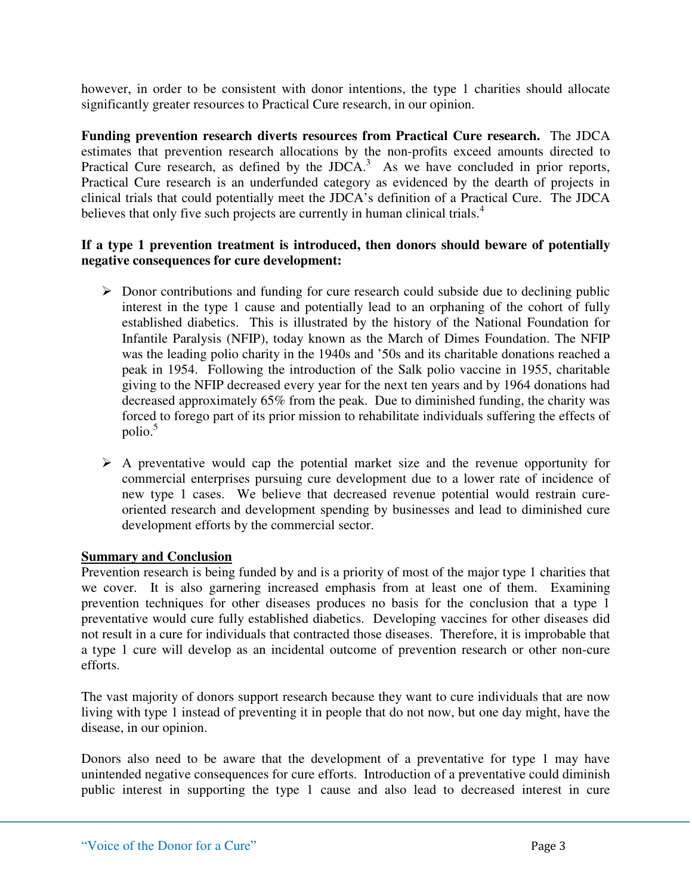however, in order to be consistent with donor intentions, the type 1 charities should allocate significantly greater resources to Practical Cure research, in our opinion.

**Funding prevention research diverts resources from Practical Cure research.** The JDCA estimates that prevention research allocations by the non-profits exceed amounts directed to Practical Cure research, as defined by the JDCA.[3] As we have concluded in prior reports, Practical Cure research is an underfunded category as evidenced by the dearth of projects in clinical trials that could potentially meet the JDCA's definition of a Practical Cure. The JDCA believes that only five such projects are currently in human clinical trials.[4]

**If a type 1 prevention treatment is introduced, then donors should beware of potentially negative consequences for cure development:**

- Donor contributions and funding for cure research could subside due to declining public interest in the type 1 cause and potentially lead to an orphaning of the cohort of fully established diabetics. This is illustrated by the history of the National Foundation for Infantile Paralysis (NFIP), today known as the March of Dimes Foundation. The NFIP was the leading polio charity in the 1940s and '50s and its charitable donations reached a peak in 1954. Following the introduction of the Salk polio vaccine in 1955, charitable giving to the NFIP decreased every year for the next ten years and by 1964 donations had decreased approximately 65% from the peak. Due to diminished funding, the charity was forced to forego part of its prior mission to rehabilitate individuals suffering the effects of polio.[5]

- A preventative would cap the potential market size and the revenue opportunity for commercial enterprises pursuing cure development due to a lower rate of incidence of new type 1 cases. We believe that decreased revenue potential would restrain cure-oriented research and development spending by businesses and lead to diminished cure development efforts by the commercial sector.

## Summary and Conclusion

Prevention research is being funded by and is a priority of most of the major type 1 charities that we cover. It is also garnering increased emphasis from at least one of them. Examining prevention techniques for other diseases produces no basis for the conclusion that a type 1 preventative would cure fully established diabetics. Developing vaccines for other diseases did not result in a cure for individuals that contracted those diseases. Therefore, it is improbable that a type 1 cure will develop as an incidental outcome of prevention research or other non-cure efforts.

The vast majority of donors support research because they want to cure individuals that are now living with type 1 instead of preventing it in people that do not now, but one day might, have the disease, in our opinion.

Donors also need to be aware that the development of a preventative for type 1 may have unintended negative consequences for cure efforts. Introduction of a preventative could diminish public interest in supporting the type 1 cause and also lead to decreased interest in cure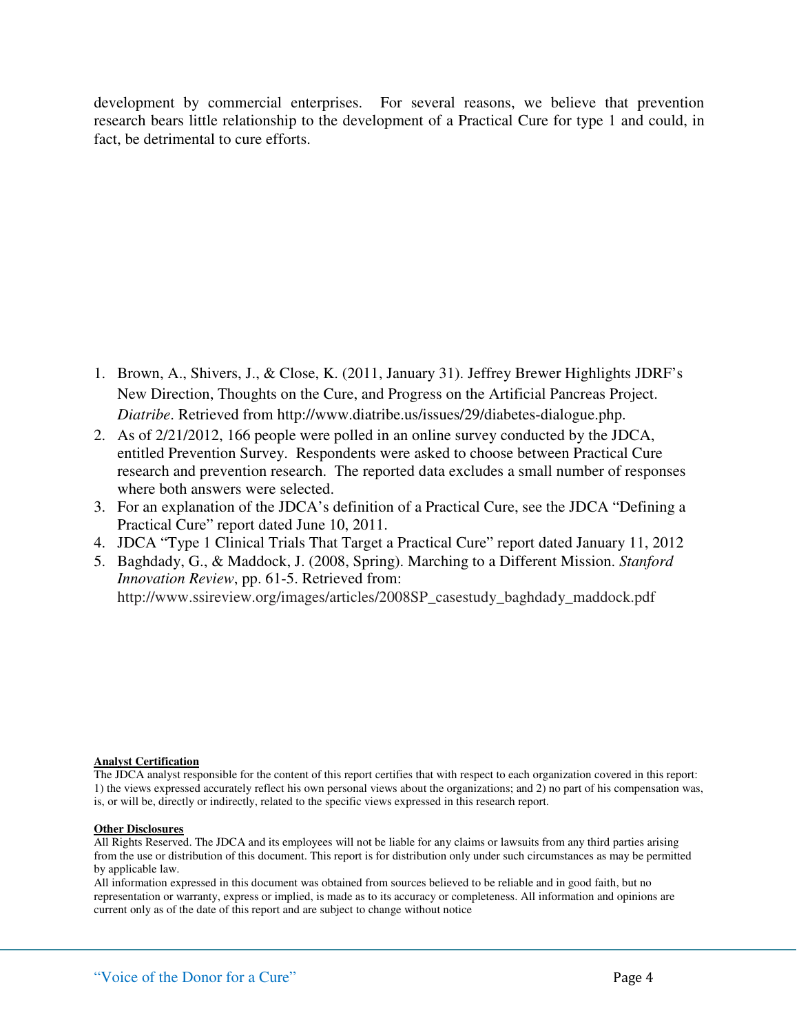development by commercial enterprises. For several reasons, we believe that prevention research bears little relationship to the development of a Practical Cure for type 1 and could, in fact, be detrimental to cure efforts.

1. Brown, A., Shivers, J., & Close, K. (2011, January 31). Jeffrey Brewer Highlights JDRF's New Direction, Thoughts on the Cure, and Progress on the Artificial Pancreas Project. *Diatribe*. Retrieved from http://www.diatribe.us/issues/29/diabetes-dialogue.php.
2. As of 2/21/2012, 166 people were polled in an online survey conducted by the JDCA, entitled Prevention Survey. Respondents were asked to choose between Practical Cure research and prevention research. The reported data excludes a small number of responses where both answers were selected.
3. For an explanation of the JDCA's definition of a Practical Cure, see the JDCA "Defining a Practical Cure" report dated June 10, 2011.
4. JDCA "Type 1 Clinical Trials That Target a Practical Cure" report dated January 11, 2012
5. Baghdady, G., & Maddock, J. (2008, Spring). Marching to a Different Mission. *Stanford Innovation Review*, pp. 61-5. Retrieved from: http://www.ssireview.org/images/articles/2008SP_casestudy_baghdady_maddock.pdf

**Analyst Certification**

The JDCA analyst responsible for the content of this report certifies that with respect to each organization covered in this report: 1) the views expressed accurately reflect his own personal views about the organizations; and 2) no part of his compensation was, is, or will be, directly or indirectly, related to the specific views expressed in this research report.

**Other Disclosures**

All Rights Reserved. The JDCA and its employees will not be liable for any claims or lawsuits from any third parties arising from the use or distribution of this document. This report is for distribution only under such circumstances as may be permitted by applicable law.

All information expressed in this document was obtained from sources believed to be reliable and in good faith, but no representation or warranty, express or implied, is made as to its accuracy or completeness. All information and opinions are current only as of the date of this report and are subject to change without notice